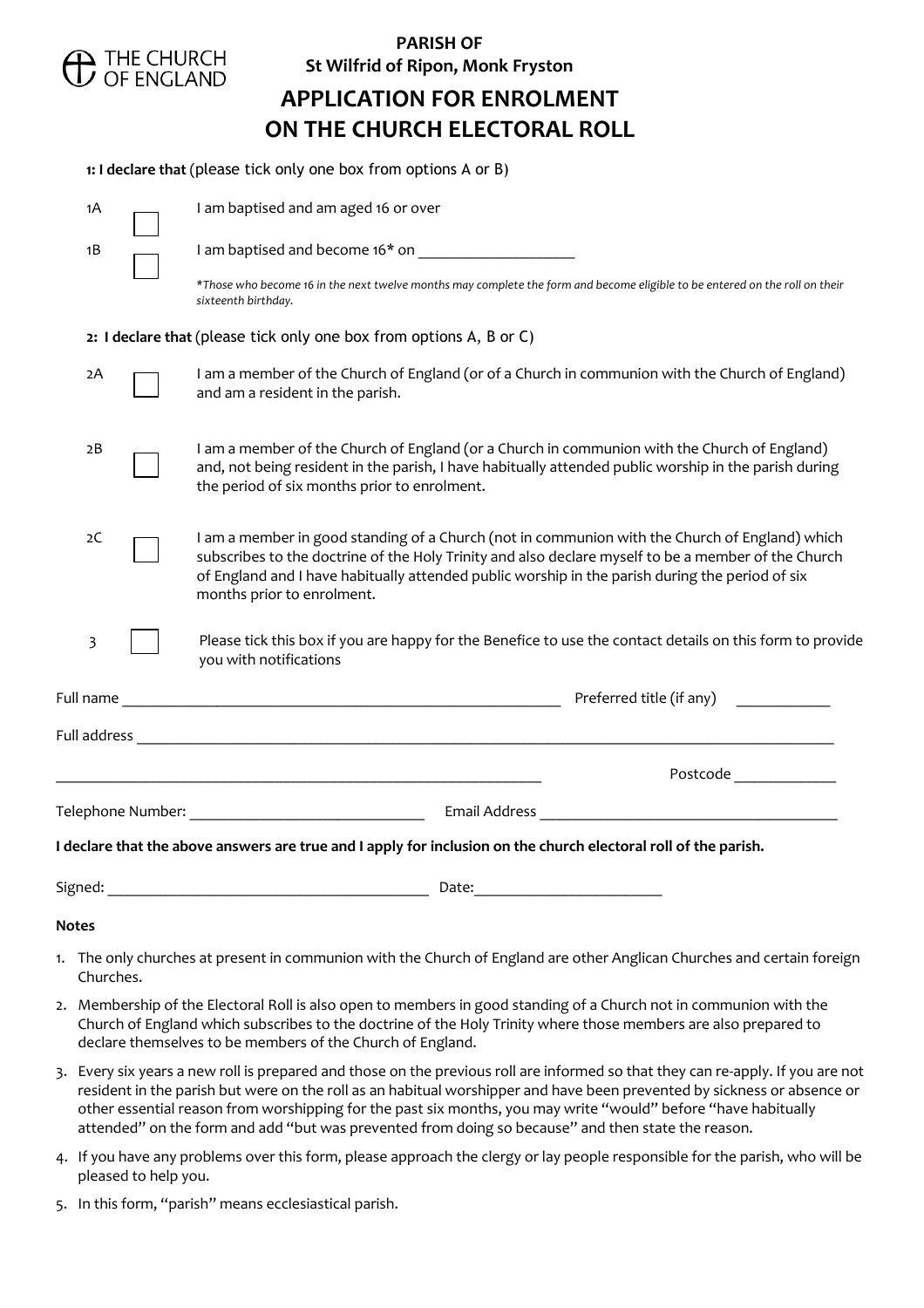THE CHURCH OF ENGLAND

**PARISH OF**
**St Wilfrid of Ripon, Monk Fryston**

# APPLICATION FOR ENROLMENT ON THE CHURCH ELECTORAL ROLL

**1: I declare that** (please tick only one box from options A or B)

1A ☐ I am baptised and am aged 16 or over

1B ☐ I am baptised and become 16* on ____________________

*\*Those who become 16 in the next twelve months may complete the form and become eligible to be entered on the roll on their sixteenth birthday.*

**2: I declare that** (please tick only one box from options A, B or C)

2A ☐ I am a member of the Church of England (or of a Church in communion with the Church of England) and am a resident in the parish.

2B ☐ I am a member of the Church of England (or a Church in communion with the Church of England) and, not being resident in the parish, I have habitually attended public worship in the parish during the period of six months prior to enrolment.

2C ☐ I am a member in good standing of a Church (not in communion with the Church of England) which subscribes to the doctrine of the Holy Trinity and also declare myself to be a member of the Church of England and I have habitually attended public worship in the parish during the period of six months prior to enrolment.

3 ☐ Please tick this box if you are happy for the Benefice to use the contact details on this form to provide you with notifications

Full name ________________________________________ Preferred title (if any) ____________

Full address ______________________________________________________________________

________________________________________________ Postcode _____________

Telephone Number: ______________________________ Email Address ______________________________________

**I declare that the above answers are true and I apply for inclusion on the church electoral roll of the parish.**

Signed: ________________________________________ Date:________________________

**Notes**

1. The only churches at present in communion with the Church of England are other Anglican Churches and certain foreign Churches.
2. Membership of the Electoral Roll is also open to members in good standing of a Church not in communion with the Church of England which subscribes to the doctrine of the Holy Trinity where those members are also prepared to declare themselves to be members of the Church of England.
3. Every six years a new roll is prepared and those on the previous roll are informed so that they can re-apply. If you are not resident in the parish but were on the roll as an habitual worshipper and have been prevented by sickness or absence or other essential reason from worshipping for the past six months, you may write "would" before "have habitually attended" on the form and add "but was prevented from doing so because" and then state the reason.
4. If you have any problems over this form, please approach the clergy or lay people responsible for the parish, who will be pleased to help you.
5. In this form, "parish" means ecclesiastical parish.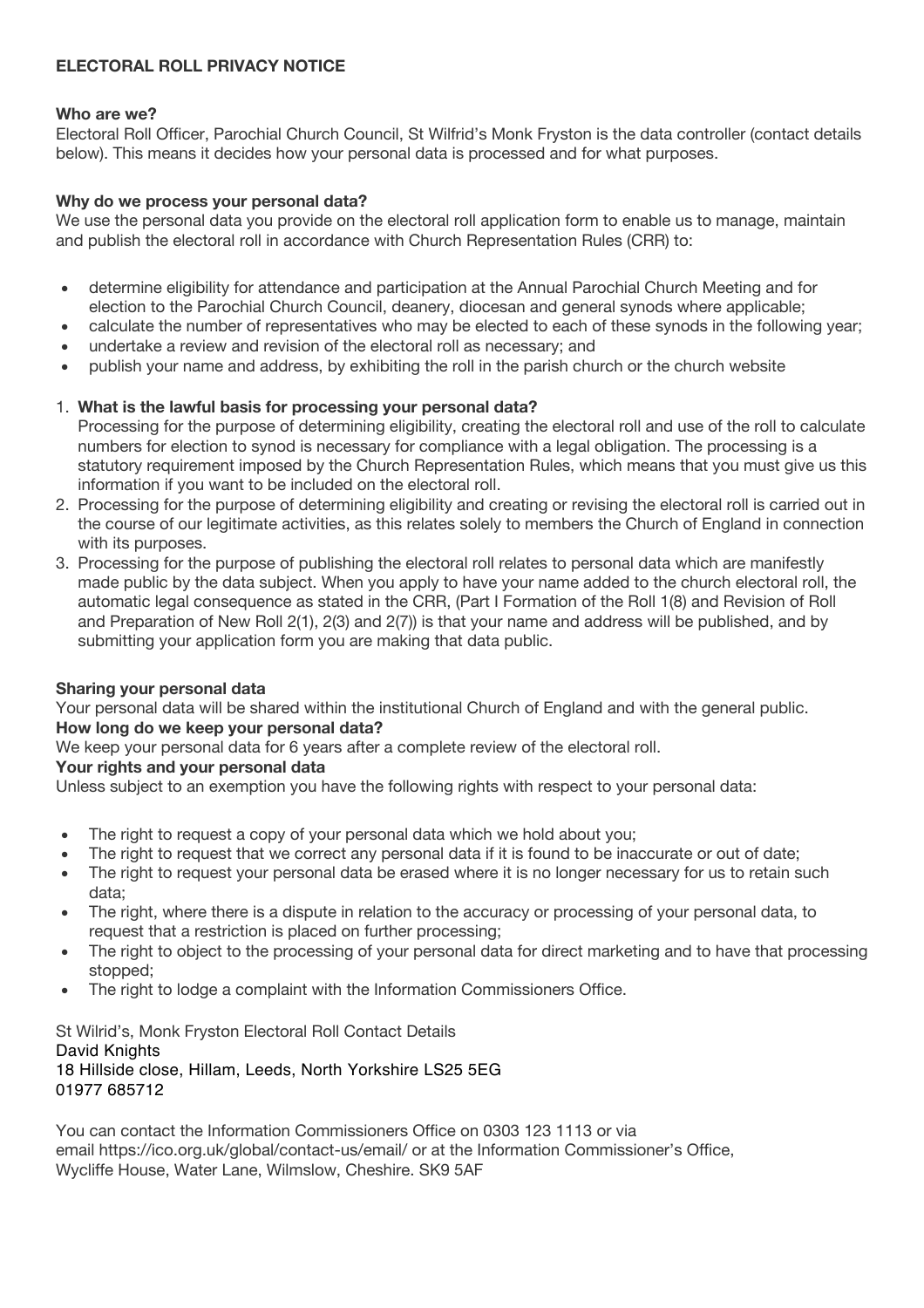## ELECTORAL ROLL PRIVACY NOTICE

**Who are we?**

Electoral Roll Officer, Parochial Church Council, St Wilfrid's Monk Fryston is the data controller (contact details below). This means it decides how your personal data is processed and for what purposes.

**Why do we process your personal data?**

We use the personal data you provide on the electoral roll application form to enable us to manage, maintain and publish the electoral roll in accordance with Church Representation Rules (CRR) to:

- determine eligibility for attendance and participation at the Annual Parochial Church Meeting and for election to the Parochial Church Council, deanery, diocesan and general synods where applicable;
- calculate the number of representatives who may be elected to each of these synods in the following year;
- undertake a review and revision of the electoral roll as necessary; and
- publish your name and address, by exhibiting the roll in the parish church or the church website

1. **What is the lawful basis for processing your personal data?**
   Processing for the purpose of determining eligibility, creating the electoral roll and use of the roll to calculate numbers for election to synod is necessary for compliance with a legal obligation. The processing is a statutory requirement imposed by the Church Representation Rules, which means that you must give us this information if you want to be included on the electoral roll.
2. Processing for the purpose of determining eligibility and creating or revising the electoral roll is carried out in the course of our legitimate activities, as this relates solely to members the Church of England in connection with its purposes.
3. Processing for the purpose of publishing the electoral roll relates to personal data which are manifestly made public by the data subject. When you apply to have your name added to the church electoral roll, the automatic legal consequence as stated in the CRR, (Part I Formation of the Roll 1(8) and Revision of Roll and Preparation of New Roll 2(1), 2(3) and 2(7)) is that your name and address will be published, and by submitting your application form you are making that data public.

**Sharing your personal data**

Your personal data will be shared within the institutional Church of England and with the general public.

**How long do we keep your personal data?**

We keep your personal data for 6 years after a complete review of the electoral roll.

**Your rights and your personal data**

Unless subject to an exemption you have the following rights with respect to your personal data:

- The right to request a copy of your personal data which we hold about you;
- The right to request that we correct any personal data if it is found to be inaccurate or out of date;
- The right to request your personal data be erased where it is no longer necessary for us to retain such data;
- The right, where there is a dispute in relation to the accuracy or processing of your personal data, to request that a restriction is placed on further processing;
- The right to object to the processing of your personal data for direct marketing and to have that processing stopped;
- The right to lodge a complaint with the Information Commissioners Office.

St Wilrid's, Monk Fryston Electoral Roll Contact Details
David Knights
18 Hillside close, Hillam, Leeds, North Yorkshire LS25 5EG
01977 685712

You can contact the Information Commissioners Office on 0303 123 1113 or via email https://ico.org.uk/global/contact-us/email/ or at the Information Commissioner's Office, Wycliffe House, Water Lane, Wilmslow, Cheshire. SK9 5AF